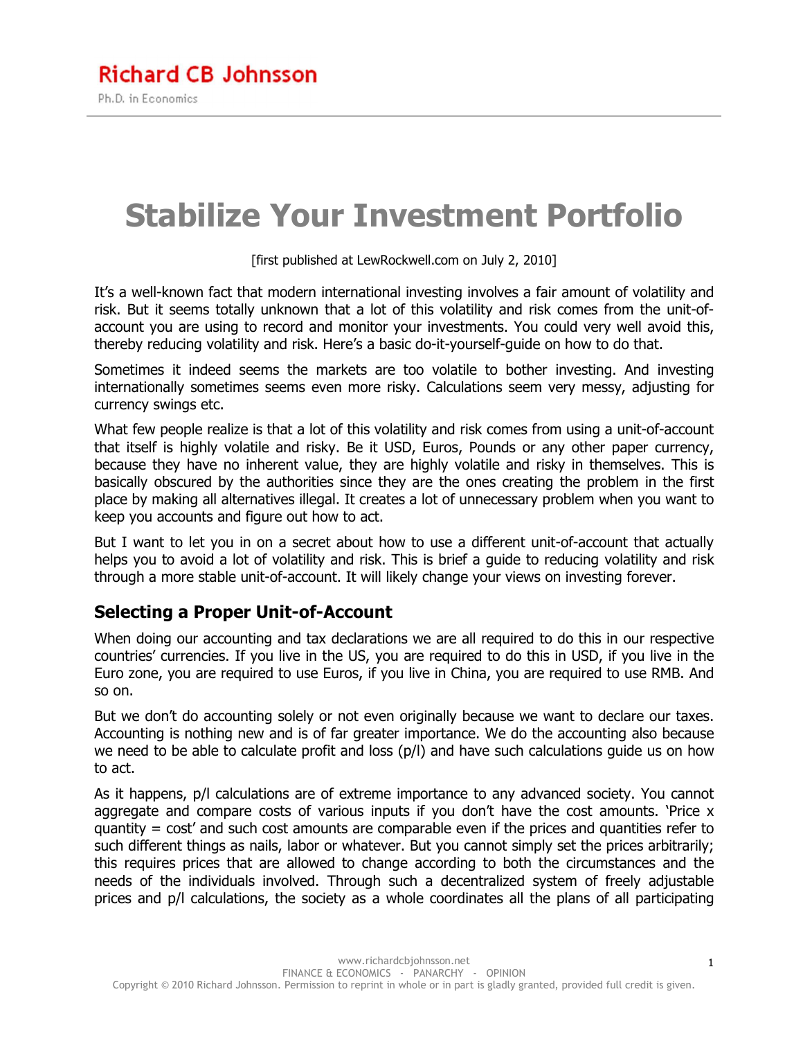Richard CB Johnsson

Ph.D. in Economics

# Stabilize Your Investment Portfolio

[first published at LewRockwell.com on July 2, 2010]

It's a well-known fact that modern international investing involves a fair amount of volatility and risk. But it seems totally unknown that a lot of this volatility and risk comes from the unit-of-account you are using to record and monitor your investments. You could very well avoid this, thereby reducing volatility and risk. Here's a basic do-it-yourself-guide on how to do that.

Sometimes it indeed seems the markets are too volatile to bother investing. And investing internationally sometimes seems even more risky. Calculations seem very messy, adjusting for currency swings etc.

What few people realize is that a lot of this volatility and risk comes from using a unit-of-account that itself is highly volatile and risky. Be it USD, Euros, Pounds or any other paper currency, because they have no inherent value, they are highly volatile and risky in themselves. This is basically obscured by the authorities since they are the ones creating the problem in the first place by making all alternatives illegal. It creates a lot of unnecessary problem when you want to keep you accounts and figure out how to act.

But I want to let you in on a secret about how to use a different unit-of-account that actually helps you to avoid a lot of volatility and risk. This is brief a guide to reducing volatility and risk through a more stable unit-of-account. It will likely change your views on investing forever.

## Selecting a Proper Unit-of-Account

When doing our accounting and tax declarations we are all required to do this in our respective countries' currencies. If you live in the US, you are required to do this in USD, if you live in the Euro zone, you are required to use Euros, if you live in China, you are required to use RMB. And so on.

But we don't do accounting solely or not even originally because we want to declare our taxes. Accounting is nothing new and is of far greater importance. We do the accounting also because we need to be able to calculate profit and loss (p/l) and have such calculations guide us on how to act.

As it happens, p/l calculations are of extreme importance to any advanced society. You cannot aggregate and compare costs of various inputs if you don't have the cost amounts. 'Price x quantity = cost' and such cost amounts are comparable even if the prices and quantities refer to such different things as nails, labor or whatever. But you cannot simply set the prices arbitrarily; this requires prices that are allowed to change according to both the circumstances and the needs of the individuals involved. Through such a decentralized system of freely adjustable prices and p/l calculations, the society as a whole coordinates all the plans of all participating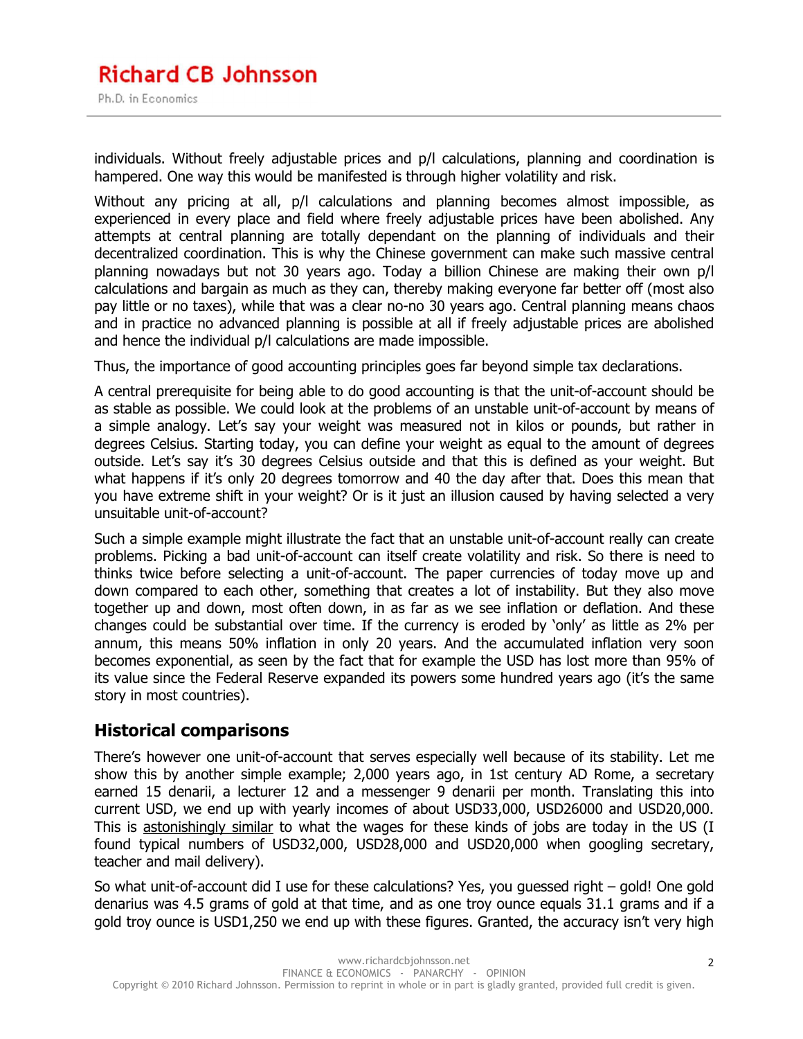individuals. Without freely adjustable prices and p/l calculations, planning and coordination is hampered. One way this would be manifested is through higher volatility and risk.

Without any pricing at all, p/l calculations and planning becomes almost impossible, as experienced in every place and field where freely adjustable prices have been abolished. Any attempts at central planning are totally dependant on the planning of individuals and their decentralized coordination. This is why the Chinese government can make such massive central planning nowadays but not 30 years ago. Today a billion Chinese are making their own p/l calculations and bargain as much as they can, thereby making everyone far better off (most also pay little or no taxes), while that was a clear no-no 30 years ago. Central planning means chaos and in practice no advanced planning is possible at all if freely adjustable prices are abolished and hence the individual p/l calculations are made impossible.

Thus, the importance of good accounting principles goes far beyond simple tax declarations.

A central prerequisite for being able to do good accounting is that the unit-of-account should be as stable as possible. We could look at the problems of an unstable unit-of-account by means of a simple analogy. Let's say your weight was measured not in kilos or pounds, but rather in degrees Celsius. Starting today, you can define your weight as equal to the amount of degrees outside. Let's say it's 30 degrees Celsius outside and that this is defined as your weight. But what happens if it's only 20 degrees tomorrow and 40 the day after that. Does this mean that you have extreme shift in your weight? Or is it just an illusion caused by having selected a very unsuitable unit-of-account?

Such a simple example might illustrate the fact that an unstable unit-of-account really can create problems. Picking a bad unit-of-account can itself create volatility and risk. So there is need to thinks twice before selecting a unit-of-account. The paper currencies of today move up and down compared to each other, something that creates a lot of instability. But they also move together up and down, most often down, in as far as we see inflation or deflation. And these changes could be substantial over time. If the currency is eroded by 'only' as little as 2% per annum, this means 50% inflation in only 20 years. And the accumulated inflation very soon becomes exponential, as seen by the fact that for example the USD has lost more than 95% of its value since the Federal Reserve expanded its powers some hundred years ago (it's the same story in most countries).

## Historical comparisons

There's however one unit-of-account that serves especially well because of its stability. Let me show this by another simple example; 2,000 years ago, in 1st century AD Rome, a secretary earned 15 denarii, a lecturer 12 and a messenger 9 denarii per month. Translating this into current USD, we end up with yearly incomes of about USD33,000, USD26000 and USD20,000. This is astonishingly similar to what the wages for these kinds of jobs are today in the US (I found typical numbers of USD32,000, USD28,000 and USD20,000 when googling secretary, teacher and mail delivery).

So what unit-of-account did I use for these calculations? Yes, you guessed right – gold! One gold denarius was 4.5 grams of gold at that time, and as one troy ounce equals 31.1 grams and if a gold troy ounce is USD1,250 we end up with these figures. Granted, the accuracy isn't very high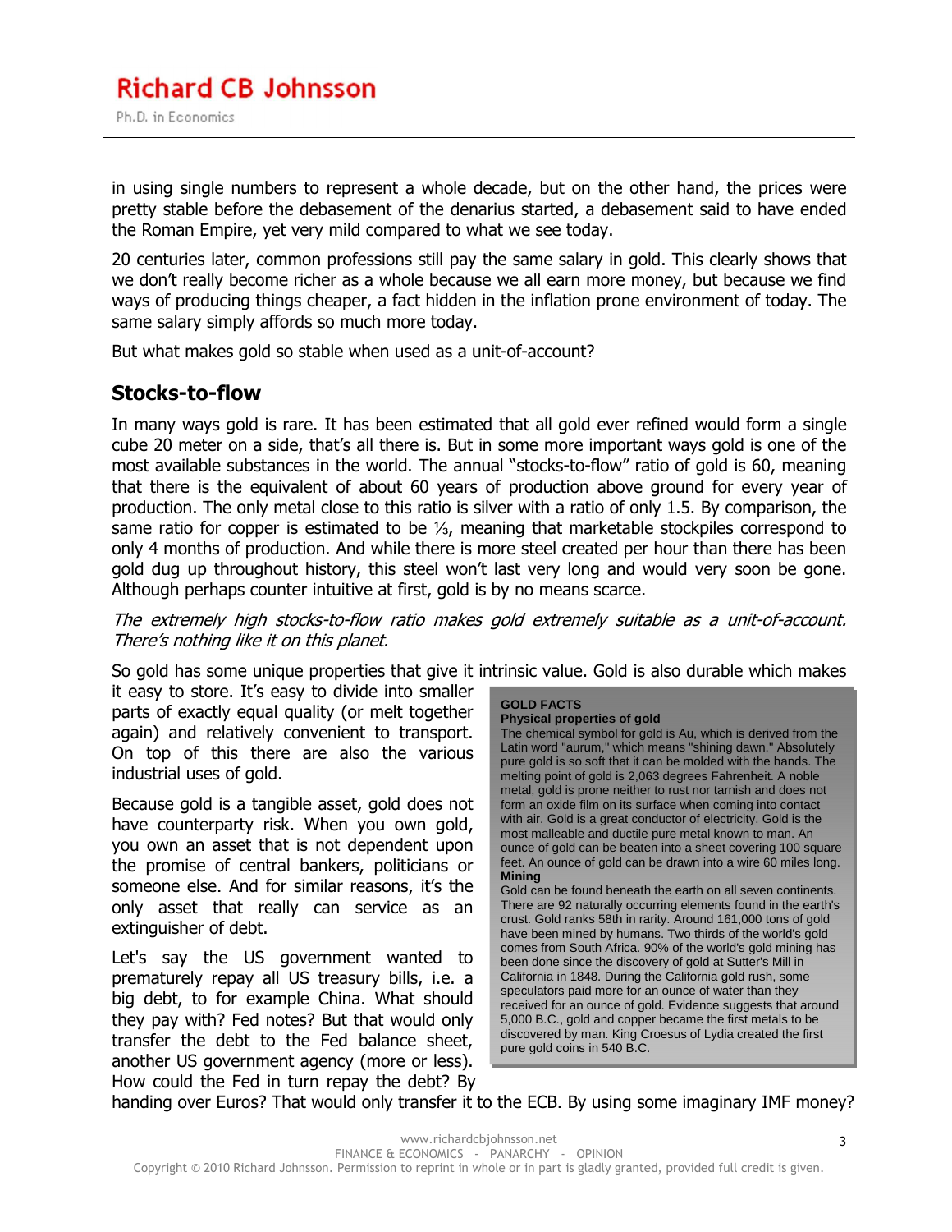in using single numbers to represent a whole decade, but on the other hand, the prices were pretty stable before the debasement of the denarius started, a debasement said to have ended the Roman Empire, yet very mild compared to what we see today.

20 centuries later, common professions still pay the same salary in gold. This clearly shows that we don't really become richer as a whole because we all earn more money, but because we find ways of producing things cheaper, a fact hidden in the inflation prone environment of today. The same salary simply affords so much more today.

But what makes gold so stable when used as a unit-of-account?

## Stocks-to-flow

In many ways gold is rare. It has been estimated that all gold ever refined would form a single cube 20 meter on a side, that's all there is. But in some more important ways gold is one of the most available substances in the world. The annual "stocks-to-flow" ratio of gold is 60, meaning that there is the equivalent of about 60 years of production above ground for every year of production. The only metal close to this ratio is silver with a ratio of only 1.5. By comparison, the same ratio for copper is estimated to be ⅓, meaning that marketable stockpiles correspond to only 4 months of production. And while there is more steel created per hour than there has been gold dug up throughout history, this steel won't last very long and would very soon be gone. Although perhaps counter intuitive at first, gold is by no means scarce.

*The extremely high stocks-to-flow ratio makes gold extremely suitable as a unit-of-account. There's nothing like it on this planet.*

So gold has some unique properties that give it intrinsic value. Gold is also durable which makes it easy to store. It's easy to divide into smaller parts of exactly equal quality (or melt together again) and relatively convenient to transport. On top of this there are also the various industrial uses of gold.

Because gold is a tangible asset, gold does not have counterparty risk. When you own gold, you own an asset that is not dependent upon the promise of central bankers, politicians or someone else. And for similar reasons, it's the only asset that really can service as an extinguisher of debt.

Let's say the US government wanted to prematurely repay all US treasury bills, i.e. a big debt, to for example China. What should they pay with? Fed notes? But that would only transfer the debt to the Fed balance sheet, another US government agency (more or less). How could the Fed in turn repay the debt? By handing over Euros? That would only transfer it to the ECB. By using some imaginary IMF money?

> **GOLD FACTS**
>
> **Physical properties of gold**
>
> The chemical symbol for gold is Au, which is derived from the Latin word "aurum," which means "shining dawn." Absolutely pure gold is so soft that it can be molded with the hands. The melting point of gold is 2,063 degrees Fahrenheit. A noble metal, gold is prone neither to rust nor tarnish and does not form an oxide film on its surface when coming into contact with air. Gold is a great conductor of electricity. Gold is the most malleable and ductile pure metal known to man. An ounce of gold can be beaten into a sheet covering 100 square feet. An ounce of gold can be drawn into a wire 60 miles long.
>
> **Mining**
>
> Gold can be found beneath the earth on all seven continents. There are 92 naturally occurring elements found in the earth's crust. Gold ranks 58th in rarity. Around 161,000 tons of gold have been mined by humans. Two thirds of the world's gold comes from South Africa. 90% of the world's gold mining has been done since the discovery of gold at Sutter's Mill in California in 1848. During the California gold rush, some speculators paid more for an ounce of water than they received for an ounce of gold. Evidence suggests that around 5,000 B.C., gold and copper became the first metals to be discovered by man. King Croesus of Lydia created the first pure gold coins in 540 B.C.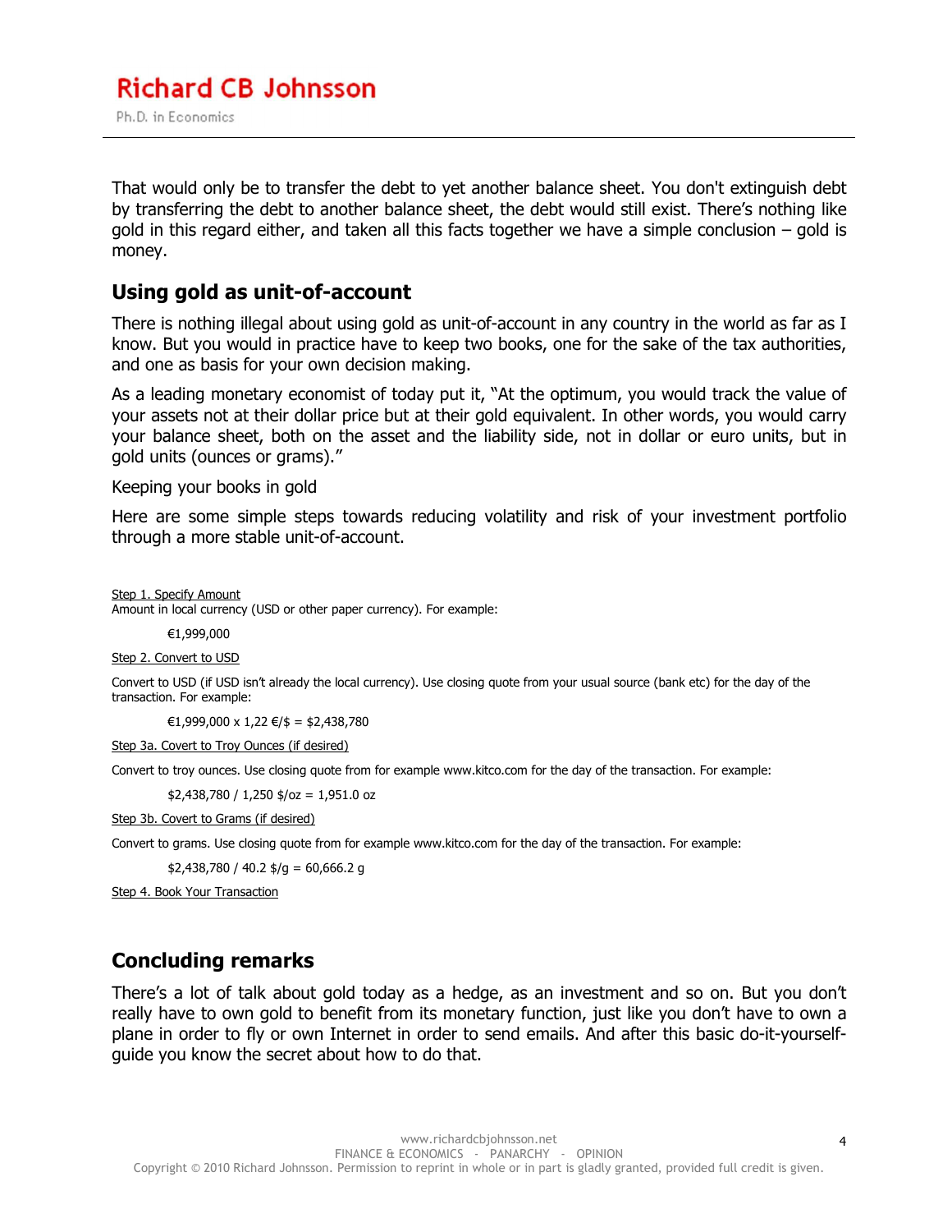That would only be to transfer the debt to yet another balance sheet. You don't extinguish debt by transferring the debt to another balance sheet, the debt would still exist. There's nothing like gold in this regard either, and taken all this facts together we have a simple conclusion – gold is money.

## Using gold as unit-of-account

There is nothing illegal about using gold as unit-of-account in any country in the world as far as I know. But you would in practice have to keep two books, one for the sake of the tax authorities, and one as basis for your own decision making.

As a leading monetary economist of today put it, "At the optimum, you would track the value of your assets not at their dollar price but at their gold equivalent. In other words, you would carry your balance sheet, both on the asset and the liability side, not in dollar or euro units, but in gold units (ounces or grams)."

Keeping your books in gold

Here are some simple steps towards reducing volatility and risk of your investment portfolio through a more stable unit-of-account.

Step 1. Specify Amount

Amount in local currency (USD or other paper currency). For example:

€1,999,000

Step 2. Convert to USD

Convert to USD (if USD isn't already the local currency). Use closing quote from your usual source (bank etc) for the day of the transaction. For example:

€1,999,000 x 1,22 €/$ = $2,438,780

Step 3a. Covert to Troy Ounces (if desired)

Convert to troy ounces. Use closing quote from for example www.kitco.com for the day of the transaction. For example:

$2,438,780 / 1,250 $/oz = 1,951.0 oz

Step 3b. Covert to Grams (if desired)

Convert to grams. Use closing quote from for example www.kitco.com for the day of the transaction. For example:

$2,438,780 / 40.2 $/g = 60,666.2 g

Step 4. Book Your Transaction

## Concluding remarks

There's a lot of talk about gold today as a hedge, as an investment and so on. But you don't really have to own gold to benefit from its monetary function, just like you don't have to own a plane in order to fly or own Internet in order to send emails. And after this basic do-it-yourself-guide you know the secret about how to do that.